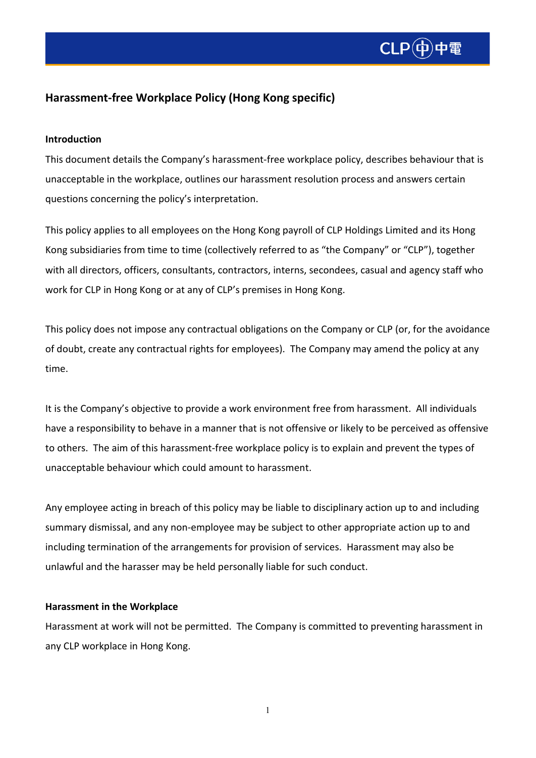# Harassment-free Workplace Policy (Hong Kong specific)

## Introduction

This document details the Company's harassment-free workplace policy, describes behaviour that is unacceptable in the workplace, outlines our harassment resolution process and answers certain questions concerning the policy's interpretation.

This policy applies to all employees on the Hong Kong payroll of CLP Holdings Limited and its Hong Kong subsidiaries from time to time (collectively referred to as "the Company" or "CLP"), together with all directors, officers, consultants, contractors, interns, secondees, casual and agency staff who work for CLP in Hong Kong or at any of CLP's premises in Hong Kong.

This policy does not impose any contractual obligations on the Company or CLP (or, for the avoidance of doubt, create any contractual rights for employees). The Company may amend the policy at any time.

It is the Company's objective to provide a work environment free from harassment. All individuals have a responsibility to behave in a manner that is not offensive or likely to be perceived as offensive to others. The aim of this harassment-free workplace policy is to explain and prevent the types of unacceptable behaviour which could amount to harassment.

Any employee acting in breach of this policy may be liable to disciplinary action up to and including summary dismissal, and any non-employee may be subject to other appropriate action up to and including termination of the arrangements for provision of services. Harassment may also be unlawful and the harasser may be held personally liable for such conduct.

## Harassment in the Workplace

Harassment at work will not be permitted. The Company is committed to preventing harassment in any CLP workplace in Hong Kong.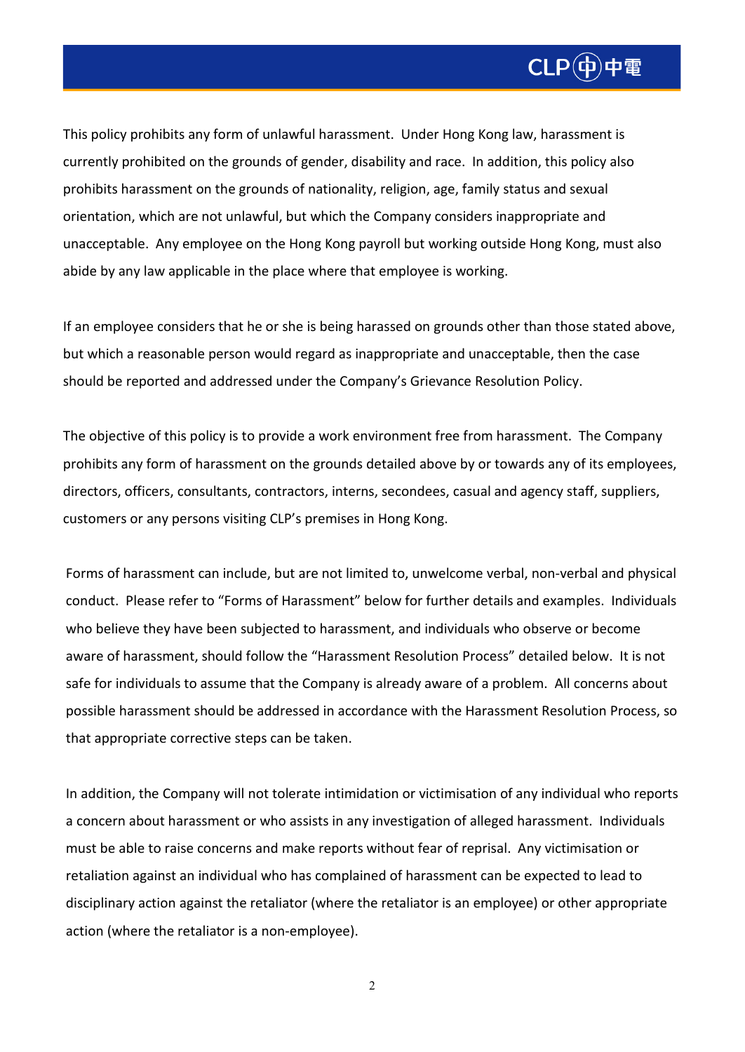This policy prohibits any form of unlawful harassment. Under Hong Kong law, harassment is currently prohibited on the grounds of gender, disability and race. In addition, this policy also prohibits harassment on the grounds of nationality, religion, age, family status and sexual orientation, which are not unlawful, but which the Company considers inappropriate and unacceptable. Any employee on the Hong Kong payroll but working outside Hong Kong, must also abide by any law applicable in the place where that employee is working.

If an employee considers that he or she is being harassed on grounds other than those stated above, but which a reasonable person would regard as inappropriate and unacceptable, then the case should be reported and addressed under the Company's Grievance Resolution Policy.

The objective of this policy is to provide a work environment free from harassment. The Company prohibits any form of harassment on the grounds detailed above by or towards any of its employees, directors, officers, consultants, contractors, interns, secondees, casual and agency staff, suppliers, customers or any persons visiting CLP's premises in Hong Kong.

Forms of harassment can include, but are not limited to, unwelcome verbal, non-verbal and physical conduct. Please refer to "Forms of Harassment" below for further details and examples. Individuals who believe they have been subjected to harassment, and individuals who observe or become aware of harassment, should follow the "Harassment Resolution Process" detailed below. It is not safe for individuals to assume that the Company is already aware of a problem. All concerns about possible harassment should be addressed in accordance with the Harassment Resolution Process, so that appropriate corrective steps can be taken.

In addition, the Company will not tolerate intimidation or victimisation of any individual who reports a concern about harassment or who assists in any investigation of alleged harassment. Individuals must be able to raise concerns and make reports without fear of reprisal. Any victimisation or retaliation against an individual who has complained of harassment can be expected to lead to disciplinary action against the retaliator (where the retaliator is an employee) or other appropriate action (where the retaliator is a non-employee).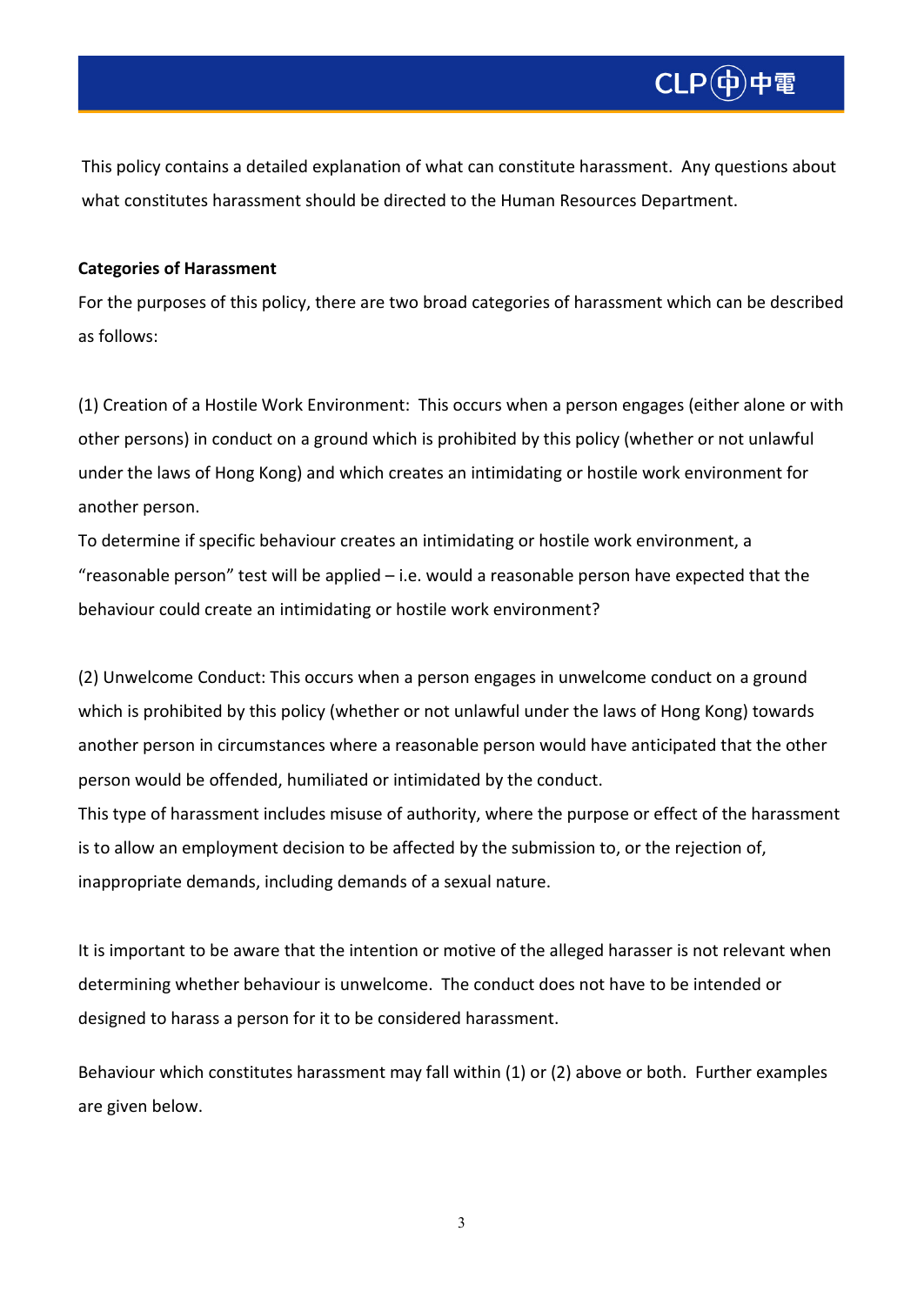This policy contains a detailed explanation of what can constitute harassment. Any questions about what constitutes harassment should be directed to the Human Resources Department.

**Categories of Harassment**

For the purposes of this policy, there are two broad categories of harassment which can be described as follows:

(1) Creation of a Hostile Work Environment: This occurs when a person engages (either alone or with other persons) in conduct on a ground which is prohibited by this policy (whether or not unlawful under the laws of Hong Kong) and which creates an intimidating or hostile work environment for another person.

To determine if specific behaviour creates an intimidating or hostile work environment, a "reasonable person" test will be applied – i.e. would a reasonable person have expected that the behaviour could create an intimidating or hostile work environment?

(2) Unwelcome Conduct: This occurs when a person engages in unwelcome conduct on a ground which is prohibited by this policy (whether or not unlawful under the laws of Hong Kong) towards another person in circumstances where a reasonable person would have anticipated that the other person would be offended, humiliated or intimidated by the conduct.

This type of harassment includes misuse of authority, where the purpose or effect of the harassment is to allow an employment decision to be affected by the submission to, or the rejection of, inappropriate demands, including demands of a sexual nature.

It is important to be aware that the intention or motive of the alleged harasser is not relevant when determining whether behaviour is unwelcome. The conduct does not have to be intended or designed to harass a person for it to be considered harassment.

Behaviour which constitutes harassment may fall within (1) or (2) above or both. Further examples are given below.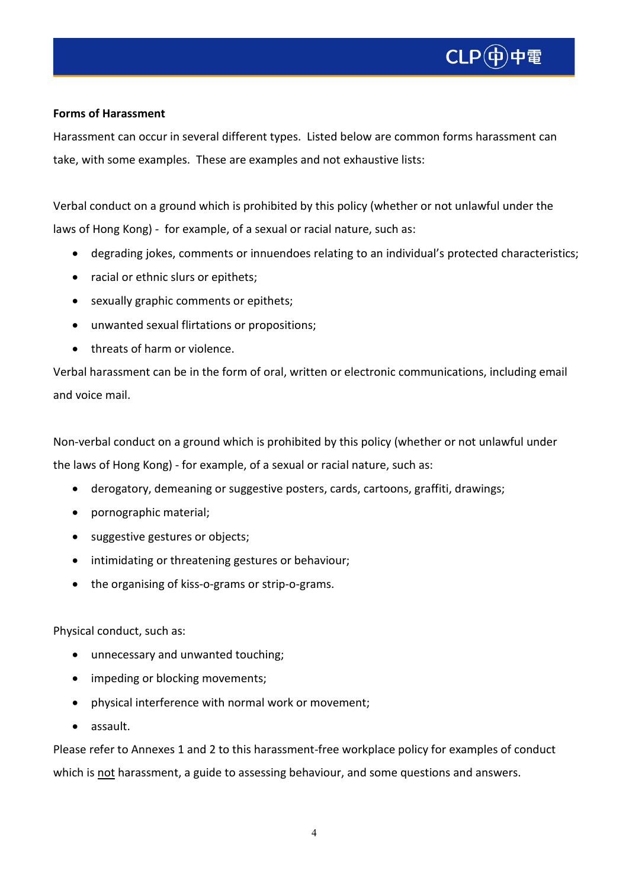**Forms of Harassment**

Harassment can occur in several different types. Listed below are common forms harassment can take, with some examples. These are examples and not exhaustive lists:

Verbal conduct on a ground which is prohibited by this policy (whether or not unlawful under the laws of Hong Kong) - for example, of a sexual or racial nature, such as:

- degrading jokes, comments or innuendoes relating to an individual's protected characteristics;
- racial or ethnic slurs or epithets;
- sexually graphic comments or epithets;
- unwanted sexual flirtations or propositions;
- threats of harm or violence.

Verbal harassment can be in the form of oral, written or electronic communications, including email and voice mail.

Non-verbal conduct on a ground which is prohibited by this policy (whether or not unlawful under the laws of Hong Kong) - for example, of a sexual or racial nature, such as:

- derogatory, demeaning or suggestive posters, cards, cartoons, graffiti, drawings;
- pornographic material;
- suggestive gestures or objects;
- intimidating or threatening gestures or behaviour;
- the organising of kiss-o-grams or strip-o-grams.

Physical conduct, such as:

- unnecessary and unwanted touching;
- impeding or blocking movements;
- physical interference with normal work or movement;
- assault.

Please refer to Annexes 1 and 2 to this harassment-free workplace policy for examples of conduct which is <u>not</u> harassment, a guide to assessing behaviour, and some questions and answers.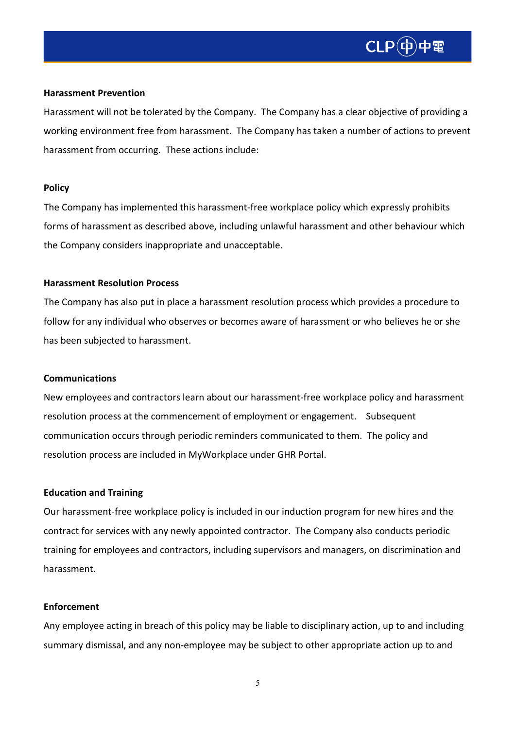**Harassment Prevention**

Harassment will not be tolerated by the Company. The Company has a clear objective of providing a working environment free from harassment. The Company has taken a number of actions to prevent harassment from occurring. These actions include:

**Policy**

The Company has implemented this harassment-free workplace policy which expressly prohibits forms of harassment as described above, including unlawful harassment and other behaviour which the Company considers inappropriate and unacceptable.

**Harassment Resolution Process**

The Company has also put in place a harassment resolution process which provides a procedure to follow for any individual who observes or becomes aware of harassment or who believes he or she has been subjected to harassment.

**Communications**

New employees and contractors learn about our harassment-free workplace policy and harassment resolution process at the commencement of employment or engagement. Subsequent communication occurs through periodic reminders communicated to them. The policy and resolution process are included in MyWorkplace under GHR Portal.

**Education and Training**

Our harassment-free workplace policy is included in our induction program for new hires and the contract for services with any newly appointed contractor. The Company also conducts periodic training for employees and contractors, including supervisors and managers, on discrimination and harassment.

**Enforcement**

Any employee acting in breach of this policy may be liable to disciplinary action, up to and including summary dismissal, and any non-employee may be subject to other appropriate action up to and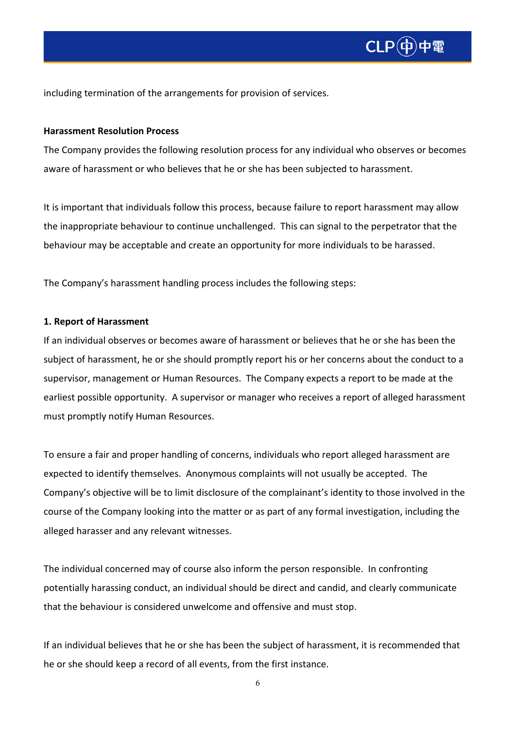including termination of the arrangements for provision of services.

**Harassment Resolution Process**

The Company provides the following resolution process for any individual who observes or becomes aware of harassment or who believes that he or she has been subjected to harassment.

It is important that individuals follow this process, because failure to report harassment may allow the inappropriate behaviour to continue unchallenged. This can signal to the perpetrator that the behaviour may be acceptable and create an opportunity for more individuals to be harassed.

The Company's harassment handling process includes the following steps:

**1. Report of Harassment**

If an individual observes or becomes aware of harassment or believes that he or she has been the subject of harassment, he or she should promptly report his or her concerns about the conduct to a supervisor, management or Human Resources. The Company expects a report to be made at the earliest possible opportunity. A supervisor or manager who receives a report of alleged harassment must promptly notify Human Resources.

To ensure a fair and proper handling of concerns, individuals who report alleged harassment are expected to identify themselves. Anonymous complaints will not usually be accepted. The Company's objective will be to limit disclosure of the complainant's identity to those involved in the course of the Company looking into the matter or as part of any formal investigation, including the alleged harasser and any relevant witnesses.

The individual concerned may of course also inform the person responsible. In confronting potentially harassing conduct, an individual should be direct and candid, and clearly communicate that the behaviour is considered unwelcome and offensive and must stop.

If an individual believes that he or she has been the subject of harassment, it is recommended that he or she should keep a record of all events, from the first instance.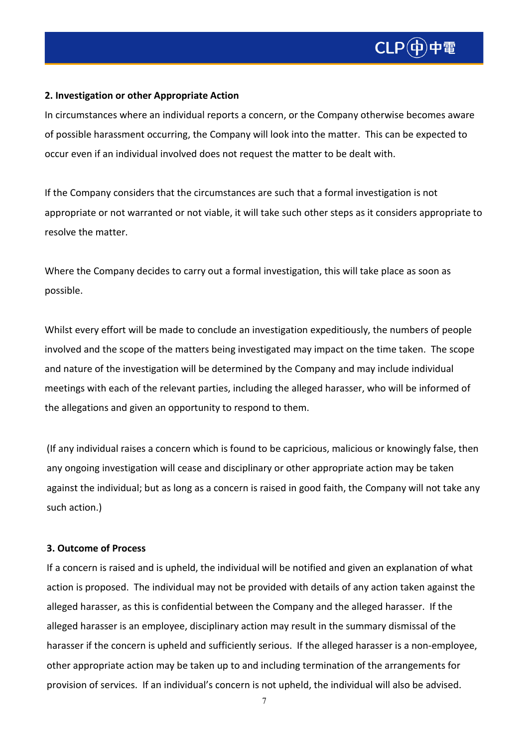**2. Investigation or other Appropriate Action**

In circumstances where an individual reports a concern, or the Company otherwise becomes aware of possible harassment occurring, the Company will look into the matter. This can be expected to occur even if an individual involved does not request the matter to be dealt with.

If the Company considers that the circumstances are such that a formal investigation is not appropriate or not warranted or not viable, it will take such other steps as it considers appropriate to resolve the matter.

Where the Company decides to carry out a formal investigation, this will take place as soon as possible.

Whilst every effort will be made to conclude an investigation expeditiously, the numbers of people involved and the scope of the matters being investigated may impact on the time taken. The scope and nature of the investigation will be determined by the Company and may include individual meetings with each of the relevant parties, including the alleged harasser, who will be informed of the allegations and given an opportunity to respond to them.

(If any individual raises a concern which is found to be capricious, malicious or knowingly false, then any ongoing investigation will cease and disciplinary or other appropriate action may be taken against the individual; but as long as a concern is raised in good faith, the Company will not take any such action.)

**3. Outcome of Process**

If a concern is raised and is upheld, the individual will be notified and given an explanation of what action is proposed. The individual may not be provided with details of any action taken against the alleged harasser, as this is confidential between the Company and the alleged harasser. If the alleged harasser is an employee, disciplinary action may result in the summary dismissal of the harasser if the concern is upheld and sufficiently serious. If the alleged harasser is a non-employee, other appropriate action may be taken up to and including termination of the arrangements for provision of services. If an individual's concern is not upheld, the individual will also be advised.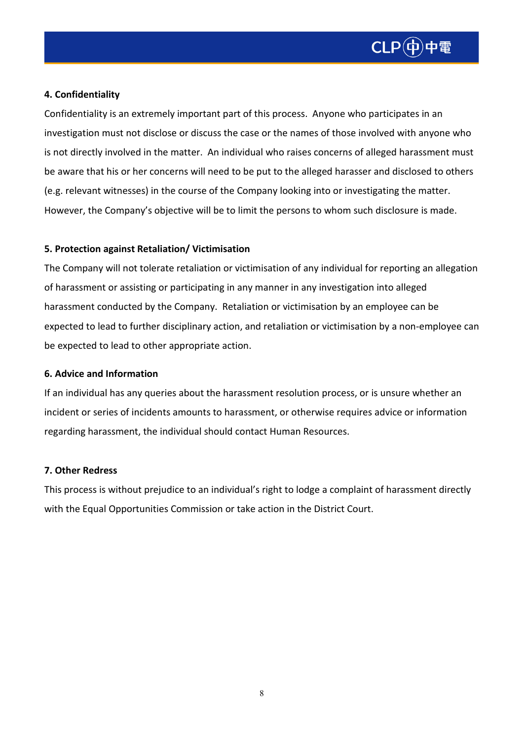#### 4. Confidentiality

Confidentiality is an extremely important part of this process. Anyone who participates in an investigation must not disclose or discuss the case or the names of those involved with anyone who is not directly involved in the matter. An individual who raises concerns of alleged harassment must be aware that his or her concerns will need to be put to the alleged harasser and disclosed to others (e.g. relevant witnesses) in the course of the Company looking into or investigating the matter. However, the Company's objective will be to limit the persons to whom such disclosure is made.

#### 5. Protection against Retaliation/ Victimisation

The Company will not tolerate retaliation or victimisation of any individual for reporting an allegation of harassment or assisting or participating in any manner in any investigation into alleged harassment conducted by the Company. Retaliation or victimisation by an employee can be expected to lead to further disciplinary action, and retaliation or victimisation by a non-employee can be expected to lead to other appropriate action.

#### 6. Advice and Information

If an individual has any queries about the harassment resolution process, or is unsure whether an incident or series of incidents amounts to harassment, or otherwise requires advice or information regarding harassment, the individual should contact Human Resources.

#### 7. Other Redress

This process is without prejudice to an individual's right to lodge a complaint of harassment directly with the Equal Opportunities Commission or take action in the District Court.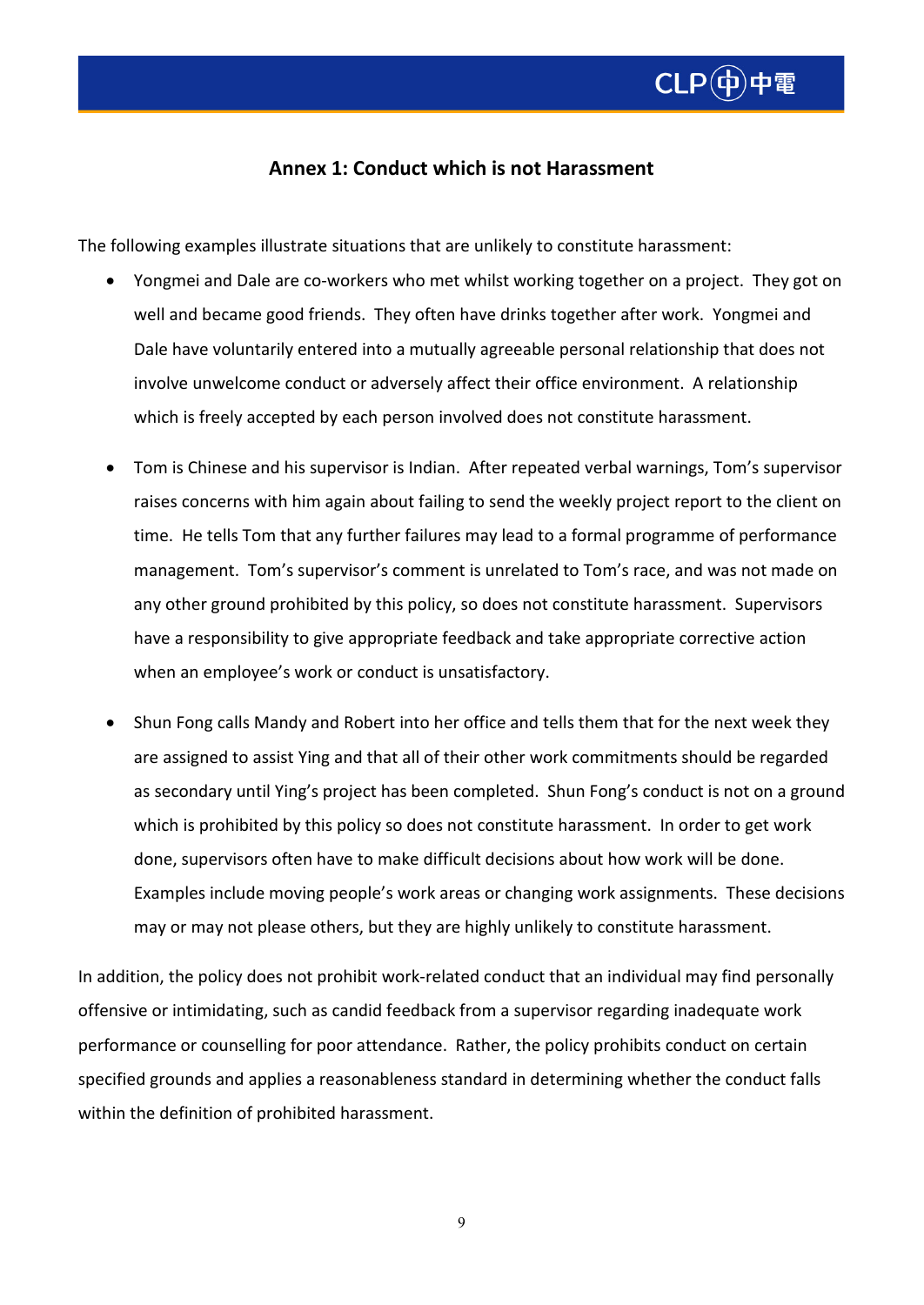## Annex 1: Conduct which is not Harassment

The following examples illustrate situations that are unlikely to constitute harassment:

- Yongmei and Dale are co-workers who met whilst working together on a project. They got on well and became good friends. They often have drinks together after work. Yongmei and Dale have voluntarily entered into a mutually agreeable personal relationship that does not involve unwelcome conduct or adversely affect their office environment. A relationship which is freely accepted by each person involved does not constitute harassment.

- Tom is Chinese and his supervisor is Indian. After repeated verbal warnings, Tom's supervisor raises concerns with him again about failing to send the weekly project report to the client on time. He tells Tom that any further failures may lead to a formal programme of performance management. Tom's supervisor's comment is unrelated to Tom's race, and was not made on any other ground prohibited by this policy, so does not constitute harassment. Supervisors have a responsibility to give appropriate feedback and take appropriate corrective action when an employee's work or conduct is unsatisfactory.

- Shun Fong calls Mandy and Robert into her office and tells them that for the next week they are assigned to assist Ying and that all of their other work commitments should be regarded as secondary until Ying's project has been completed. Shun Fong's conduct is not on a ground which is prohibited by this policy so does not constitute harassment. In order to get work done, supervisors often have to make difficult decisions about how work will be done. Examples include moving people's work areas or changing work assignments. These decisions may or may not please others, but they are highly unlikely to constitute harassment.

In addition, the policy does not prohibit work-related conduct that an individual may find personally offensive or intimidating, such as candid feedback from a supervisor regarding inadequate work performance or counselling for poor attendance. Rather, the policy prohibits conduct on certain specified grounds and applies a reasonableness standard in determining whether the conduct falls within the definition of prohibited harassment.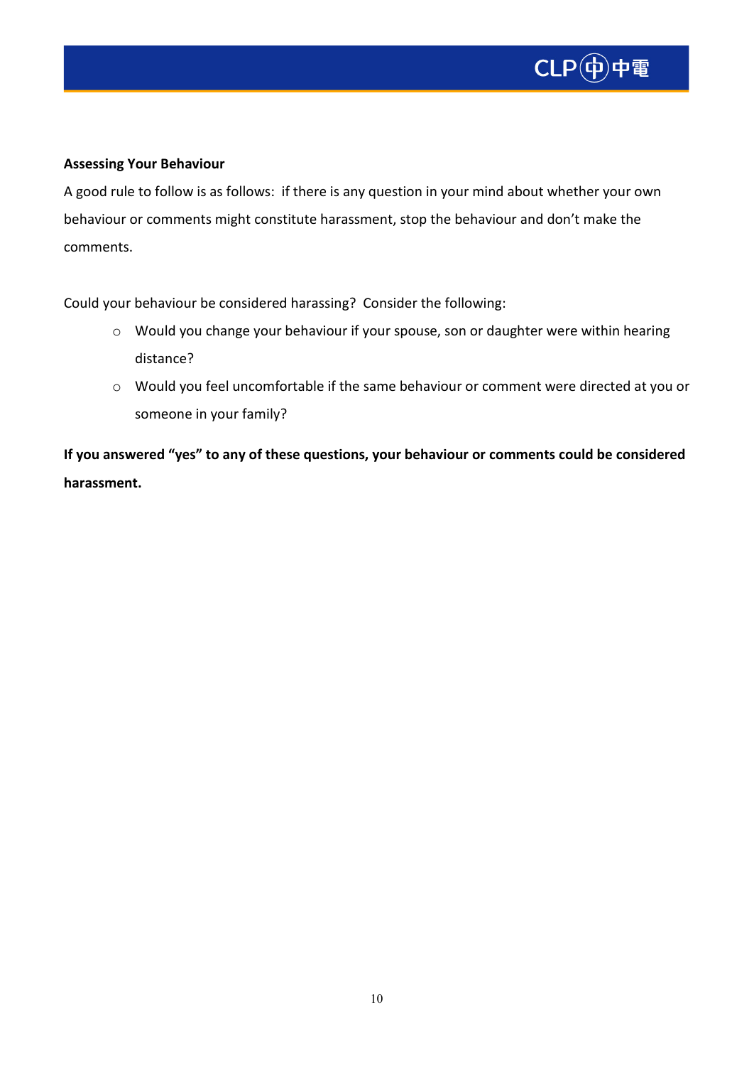**Assessing Your Behaviour**

A good rule to follow is as follows: if there is any question in your mind about whether your own behaviour or comments might constitute harassment, stop the behaviour and don't make the comments.

Could your behaviour be considered harassing? Consider the following:

- Would you change your behaviour if your spouse, son or daughter were within hearing distance?
- Would you feel uncomfortable if the same behaviour or comment were directed at you or someone in your family?

**If you answered "yes" to any of these questions, your behaviour or comments could be considered harassment.**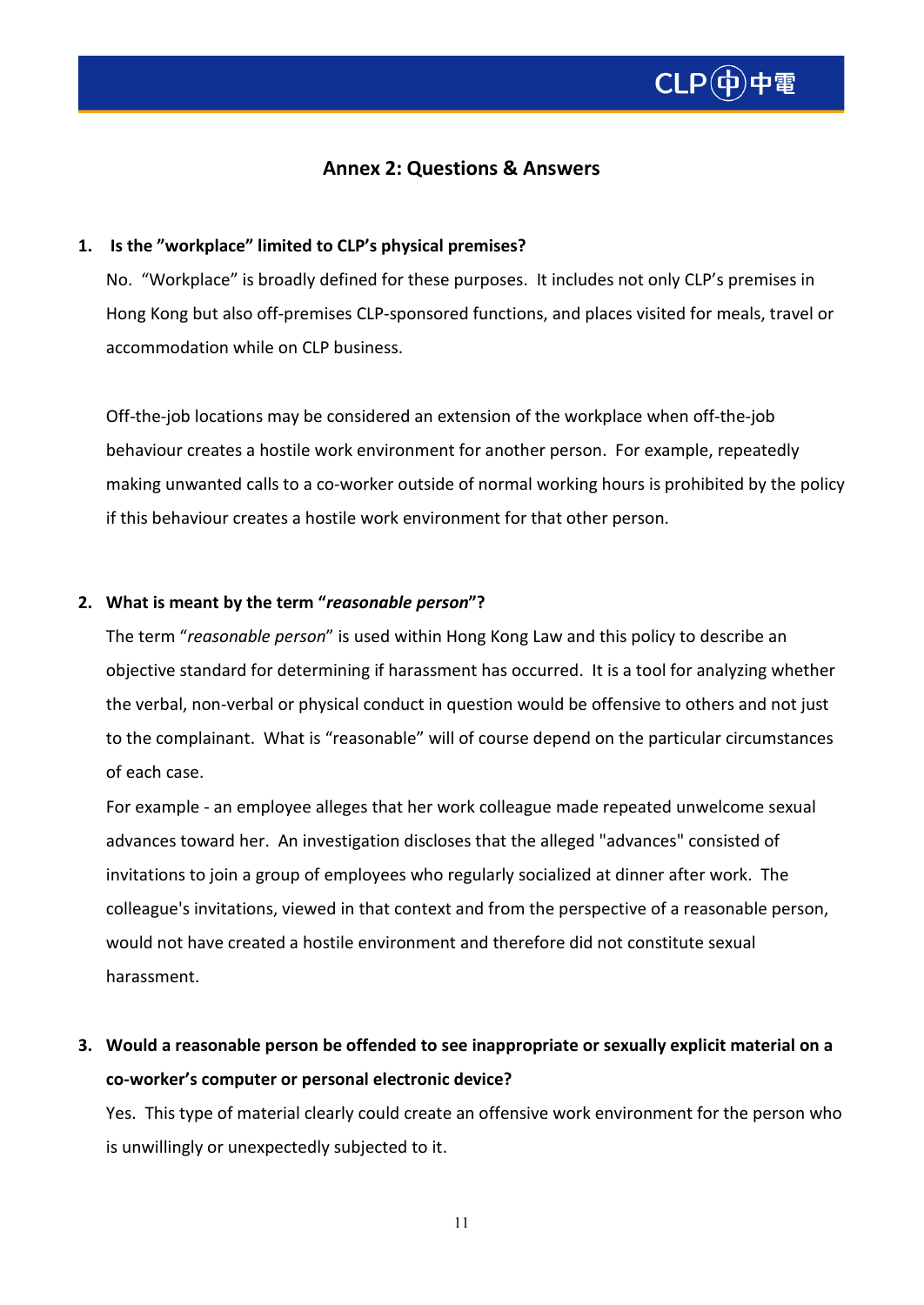## Annex 2: Questions & Answers

1. **Is the "workplace" limited to CLP's physical premises?**

   No. "Workplace" is broadly defined for these purposes. It includes not only CLP's premises in Hong Kong but also off-premises CLP-sponsored functions, and places visited for meals, travel or accommodation while on CLP business.

   Off-the-job locations may be considered an extension of the workplace when off-the-job behaviour creates a hostile work environment for another person. For example, repeatedly making unwanted calls to a co-worker outside of normal working hours is prohibited by the policy if this behaviour creates a hostile work environment for that other person.

2. **What is meant by the term "*reasonable person*"?**

   The term "*reasonable person*" is used within Hong Kong Law and this policy to describe an objective standard for determining if harassment has occurred. It is a tool for analyzing whether the verbal, non-verbal or physical conduct in question would be offensive to others and not just to the complainant. What is "reasonable" will of course depend on the particular circumstances of each case.

   For example - an employee alleges that her work colleague made repeated unwelcome sexual advances toward her. An investigation discloses that the alleged "advances" consisted of invitations to join a group of employees who regularly socialized at dinner after work. The colleague's invitations, viewed in that context and from the perspective of a reasonable person, would not have created a hostile environment and therefore did not constitute sexual harassment.

3. **Would a reasonable person be offended to see inappropriate or sexually explicit material on a co-worker's computer or personal electronic device?**

   Yes. This type of material clearly could create an offensive work environment for the person who is unwillingly or unexpectedly subjected to it.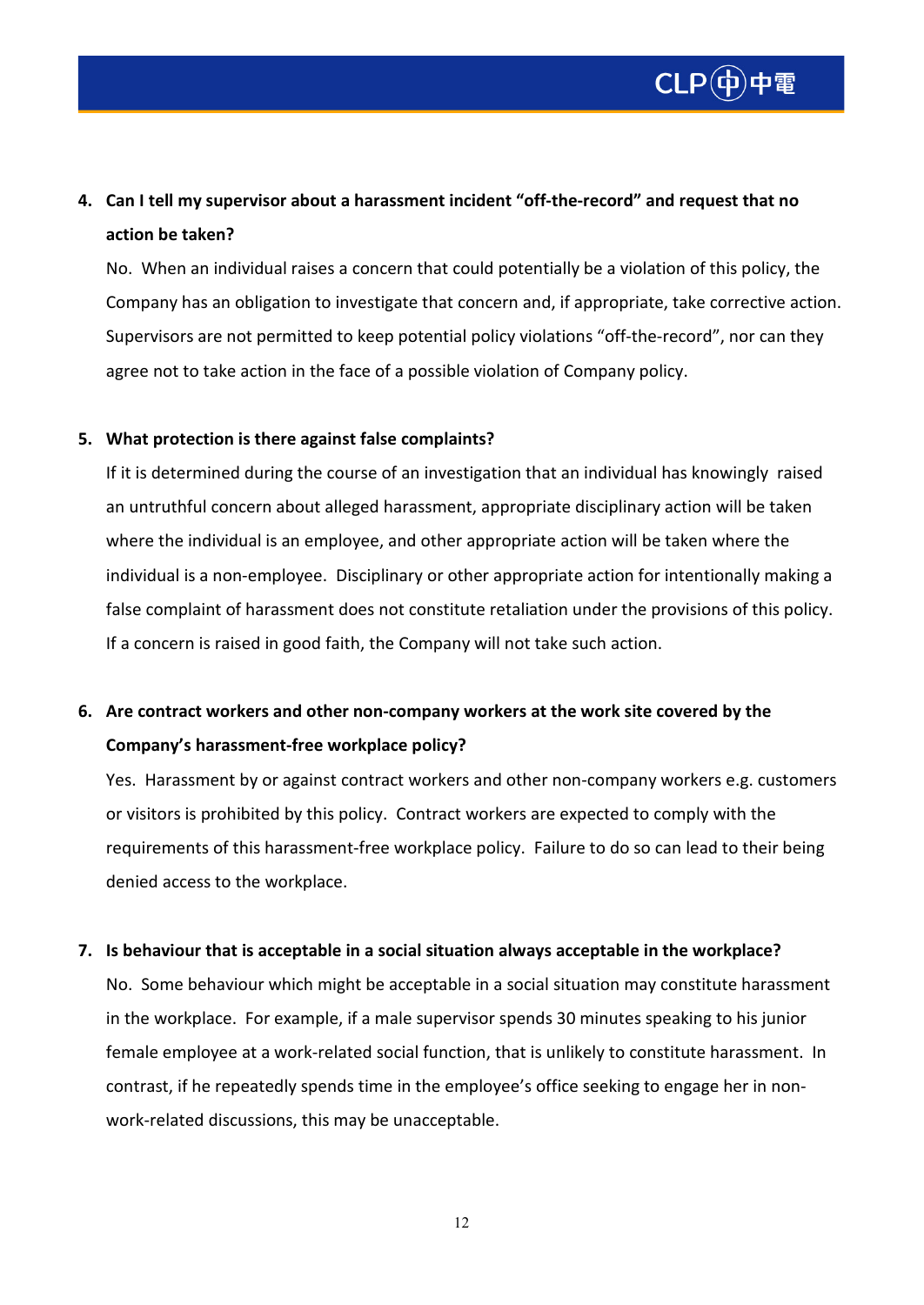4. **Can I tell my supervisor about a harassment incident "off-the-record" and request that no action be taken?**

   No. When an individual raises a concern that could potentially be a violation of this policy, the Company has an obligation to investigate that concern and, if appropriate, take corrective action. Supervisors are not permitted to keep potential policy violations "off-the-record", nor can they agree not to take action in the face of a possible violation of Company policy.

5. **What protection is there against false complaints?**

   If it is determined during the course of an investigation that an individual has knowingly raised an untruthful concern about alleged harassment, appropriate disciplinary action will be taken where the individual is an employee, and other appropriate action will be taken where the individual is a non-employee. Disciplinary or other appropriate action for intentionally making a false complaint of harassment does not constitute retaliation under the provisions of this policy. If a concern is raised in good faith, the Company will not take such action.

6. **Are contract workers and other non-company workers at the work site covered by the Company's harassment-free workplace policy?**

   Yes. Harassment by or against contract workers and other non-company workers e.g. customers or visitors is prohibited by this policy. Contract workers are expected to comply with the requirements of this harassment-free workplace policy. Failure to do so can lead to their being denied access to the workplace.

7. **Is behaviour that is acceptable in a social situation always acceptable in the workplace?**

   No. Some behaviour which might be acceptable in a social situation may constitute harassment in the workplace. For example, if a male supervisor spends 30 minutes speaking to his junior female employee at a work-related social function, that is unlikely to constitute harassment. In contrast, if he repeatedly spends time in the employee's office seeking to engage her in non-work-related discussions, this may be unacceptable.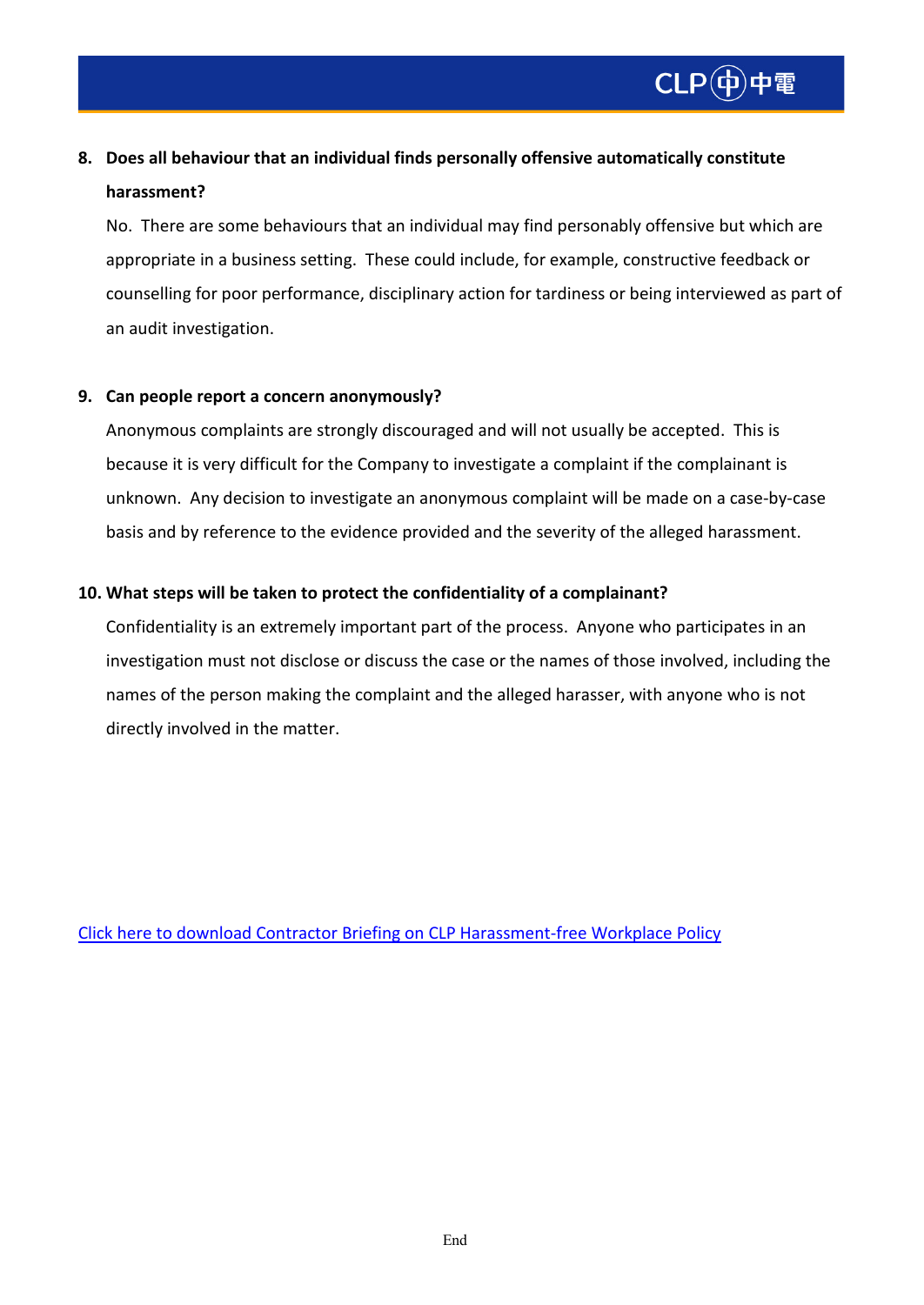**8. Does all behaviour that an individual finds personally offensive automatically constitute harassment?**

No. There are some behaviours that an individual may find personably offensive but which are appropriate in a business setting. These could include, for example, constructive feedback or counselling for poor performance, disciplinary action for tardiness or being interviewed as part of an audit investigation.

**9. Can people report a concern anonymously?**

Anonymous complaints are strongly discouraged and will not usually be accepted. This is because it is very difficult for the Company to investigate a complaint if the complainant is unknown. Any decision to investigate an anonymous complaint will be made on a case-by-case basis and by reference to the evidence provided and the severity of the alleged harassment.

**10. What steps will be taken to protect the confidentiality of a complainant?**

Confidentiality is an extremely important part of the process. Anyone who participates in an investigation must not disclose or discuss the case or the names of those involved, including the names of the person making the complaint and the alleged harasser, with anyone who is not directly involved in the matter.

Click here to download Contractor Briefing on CLP Harassment-free Workplace Policy

End